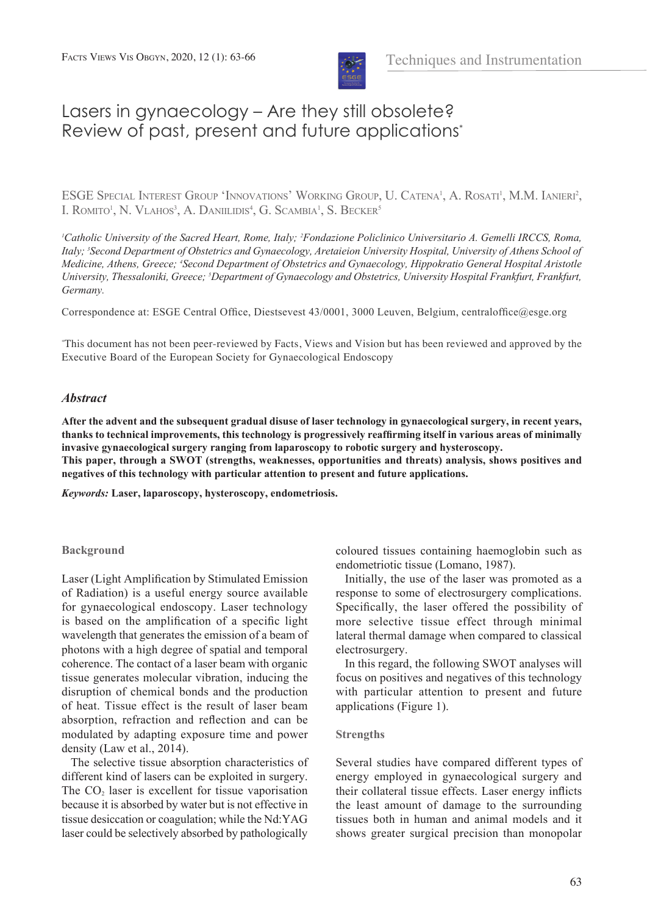Techniques and Instrumentation

# Lasers in gynaecology – Are they still obsolete? Review of past, present and future applications*

ESGE Special Interest Group 'Innovations' Working Group, U. Catena[1], A. Rosati[1], M.M. Ianieri[2], I. Romito[1], N. Vlahos[3], A. Daniilidis[4], G. Scambia[1], S. Becker[5]

[1]Catholic University of the Sacred Heart, Rome, Italy; [2]Fondazione Policlinico Universitario A. Gemelli IRCCS, Roma, Italy; [3]Second Department of Obstetrics and Gynaecology, Aretaieion University Hospital, University of Athens School of Medicine, Athens, Greece; [4]Second Department of Obstetrics and Gynaecology, Hippokratio General Hospital Aristotle University, Thessaloniki, Greece; [5]Department of Gynaecology and Obstetrics, University Hospital Frankfurt, Frankfurt, Germany.

Correspondence at: ESGE Central Office, Diestsevest 43/0001, 3000 Leuven, Belgium, centraloffice@esge.org

*This document has not been peer-reviewed by Facts, Views and Vision but has been reviewed and approved by the Executive Board of the European Society for Gynaecological Endoscopy

### *Abstract*

**After the advent and the subsequent gradual disuse of laser technology in gynaecological surgery, in recent years, thanks to technical improvements, this technology is progressively reaffirming itself in various areas of minimally invasive gynaecological surgery ranging from laparoscopy to robotic surgery and hysteroscopy.**
**This paper, through a SWOT (strengths, weaknesses, opportunities and threats) analysis, shows positives and negatives of this technology with particular attention to present and future applications.**

***Keywords:*** **Laser, laparoscopy, hysteroscopy, endometriosis.**

## Background

Laser (Light Amplification by Stimulated Emission of Radiation) is a useful energy source available for gynaecological endoscopy. Laser technology is based on the amplification of a specific light wavelength that generates the emission of a beam of photons with a high degree of spatial and temporal coherence. The contact of a laser beam with organic tissue generates molecular vibration, inducing the disruption of chemical bonds and the production of heat. Tissue effect is the result of laser beam absorption, refraction and reflection and can be modulated by adapting exposure time and power density (Law et al., 2014).

The selective tissue absorption characteristics of different kind of lasers can be exploited in surgery. The $CO_2$ laser is excellent for tissue vaporisation because it is absorbed by water but is not effective in tissue desiccation or coagulation; while the Nd:YAG laser could be selectively absorbed by pathologically coloured tissues containing haemoglobin such as endometriotic tissue (Lomano, 1987).

Initially, the use of the laser was promoted as a response to some of electrosurgery complications. Specifically, the laser offered the possibility of more selective tissue effect through minimal lateral thermal damage when compared to classical electrosurgery.

In this regard, the following SWOT analyses will focus on positives and negatives of this technology with particular attention to present and future applications (Figure 1).

## Strengths

Several studies have compared different types of energy employed in gynaecological surgery and their collateral tissue effects. Laser energy inflicts the least amount of damage to the surrounding tissues both in human and animal models and it shows greater surgical precision than monopolar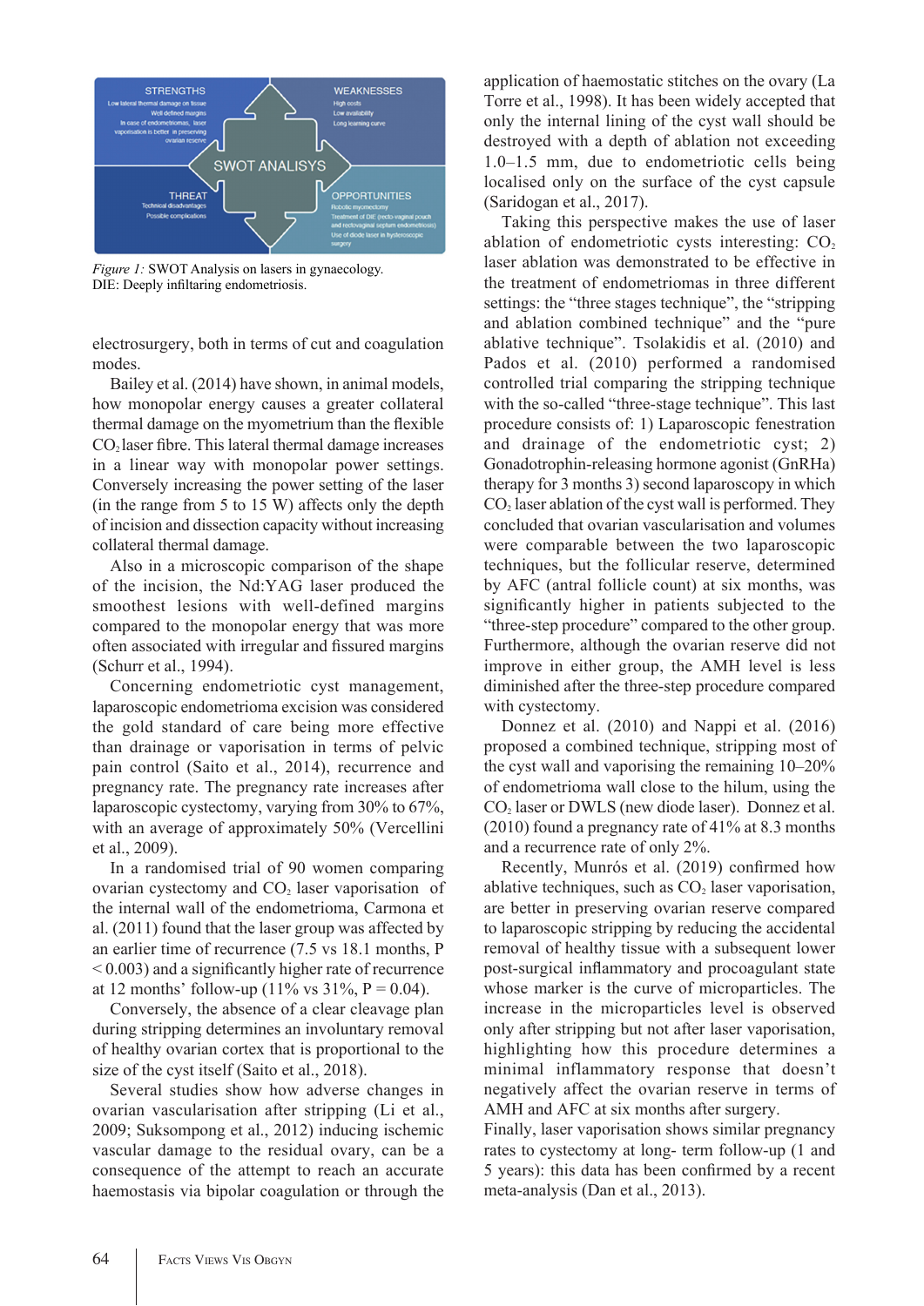*Figure 1:* SWOT Analysis on lasers in gynaecology.
DIE: Deeply infiltaring endometriosis.

electrosurgery, both in terms of cut and coagulation modes.

Bailey et al. (2014) have shown, in animal models, how monopolar energy causes a greater collateral thermal damage on the myometrium than the flexible $CO_2$ laser fibre. This lateral thermal damage increases in a linear way with monopolar power settings. Conversely increasing the power setting of the laser (in the range from 5 to 15 W) affects only the depth of incision and dissection capacity without increasing collateral thermal damage.

Also in a microscopic comparison of the shape of the incision, the Nd:YAG laser produced the smoothest lesions with well-defined margins compared to the monopolar energy that was more often associated with irregular and fissured margins (Schurr et al., 1994).

Concerning endometriotic cyst management, laparoscopic endometrioma excision was considered the gold standard of care being more effective than drainage or vaporisation in terms of pelvic pain control (Saito et al., 2014), recurrence and pregnancy rate. The pregnancy rate increases after laparoscopic cystectomy, varying from 30% to 67%, with an average of approximately 50% (Vercellini et al., 2009).

In a randomised trial of 90 women comparing ovarian cystectomy and $CO_2$ laser vaporisation of the internal wall of the endometrioma, Carmona et al. (2011) found that the laser group was affected by an earlier time of recurrence (7.5 vs 18.1 months, $P < 0.003$) and a significantly higher rate of recurrence at 12 months' follow-up (11% vs 31%, $P = 0.04$).

Conversely, the absence of a clear cleavage plan during stripping determines an involuntary removal of healthy ovarian cortex that is proportional to the size of the cyst itself (Saito et al., 2018).

Several studies show how adverse changes in ovarian vascularisation after stripping (Li et al., 2009; Suksompong et al., 2012) inducing ischemic vascular damage to the residual ovary, can be a consequence of the attempt to reach an accurate haemostasis via bipolar coagulation or through the application of haemostatic stitches on the ovary (La Torre et al., 1998). It has been widely accepted that only the internal lining of the cyst wall should be destroyed with a depth of ablation not exceeding 1.0–1.5 mm, due to endometriotic cells being localised only on the surface of the cyst capsule (Saridogan et al., 2017).

Taking this perspective makes the use of laser ablation of endometriotic cysts interesting: $CO_2$ laser ablation was demonstrated to be effective in the treatment of endometriomas in three different settings: the "three stages technique", the "stripping and ablation combined technique" and the "pure ablative technique". Tsolakidis et al. (2010) and Pados et al. (2010) performed a randomised controlled trial comparing the stripping technique with the so-called "three-stage technique". This last procedure consists of: 1) Laparoscopic fenestration and drainage of the endometriotic cyst; 2) Gonadotrophin-releasing hormone agonist (GnRHa) therapy for 3 months 3) second laparoscopy in which $CO_2$ laser ablation of the cyst wall is performed. They concluded that ovarian vascularisation and volumes were comparable between the two laparoscopic techniques, but the follicular reserve, determined by AFC (antral follicle count) at six months, was significantly higher in patients subjected to the "three-step procedure" compared to the other group. Furthermore, although the ovarian reserve did not improve in either group, the AMH level is less diminished after the three-step procedure compared with cystectomy.

Donnez et al. (2010) and Nappi et al. (2016) proposed a combined technique, stripping most of the cyst wall and vaporising the remaining 10–20% of endometrioma wall close to the hilum, using the $CO_2$ laser or DWLS (new diode laser). Donnez et al. (2010) found a pregnancy rate of 41% at 8.3 months and a recurrence rate of only 2%.

Recently, Munrós et al. (2019) confirmed how ablative techniques, such as $CO_2$ laser vaporisation, are better in preserving ovarian reserve compared to laparoscopic stripping by reducing the accidental removal of healthy tissue with a subsequent lower post-surgical inflammatory and procoagulant state whose marker is the curve of microparticles. The increase in the microparticles level is observed only after stripping but not after laser vaporisation, highlighting how this procedure determines a minimal inflammatory response that doesn't negatively affect the ovarian reserve in terms of AMH and AFC at six months after surgery.

Finally, laser vaporisation shows similar pregnancy rates to cystectomy at long- term follow-up (1 and 5 years): this data has been confirmed by a recent meta-analysis (Dan et al., 2013).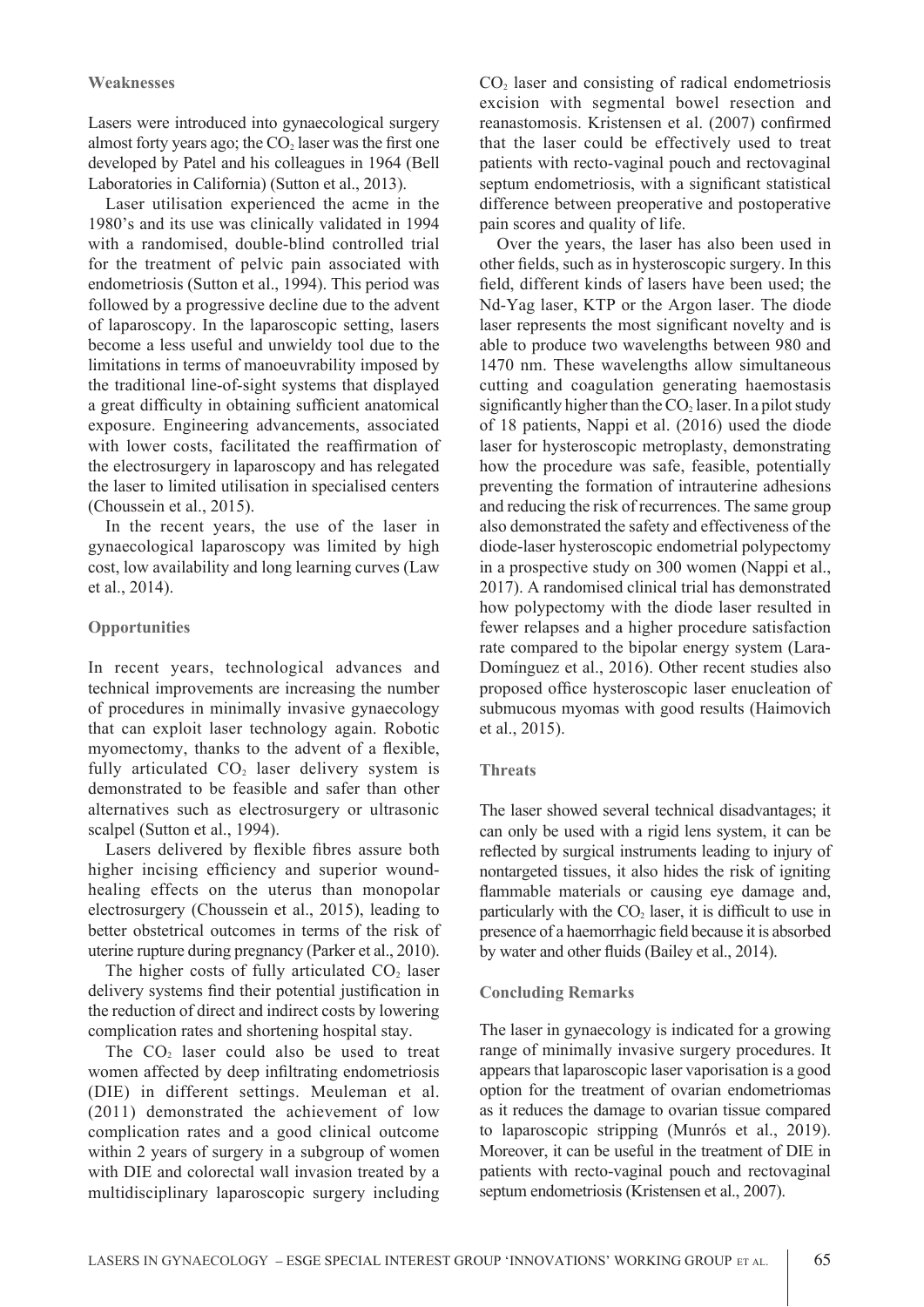### Weaknesses

Lasers were introduced into gynaecological surgery almost forty years ago; the $CO_2$ laser was the first one developed by Patel and his colleagues in 1964 (Bell Laboratories in California) (Sutton et al., 2013).

Laser utilisation experienced the acme in the 1980's and its use was clinically validated in 1994 with a randomised, double-blind controlled trial for the treatment of pelvic pain associated with endometriosis (Sutton et al., 1994). This period was followed by a progressive decline due to the advent of laparoscopy. In the laparoscopic setting, lasers become a less useful and unwieldy tool due to the limitations in terms of manoeuvrability imposed by the traditional line-of-sight systems that displayed a great difficulty in obtaining sufficient anatomical exposure. Engineering advancements, associated with lower costs, facilitated the reaffirmation of the electrosurgery in laparoscopy and has relegated the laser to limited utilisation in specialised centers (Choussein et al., 2015).

In the recent years, the use of the laser in gynaecological laparoscopy was limited by high cost, low availability and long learning curves (Law et al., 2014).

### Opportunities

In recent years, technological advances and technical improvements are increasing the number of procedures in minimally invasive gynaecology that can exploit laser technology again. Robotic myomectomy, thanks to the advent of a flexible, fully articulated $CO_2$ laser delivery system is demonstrated to be feasible and safer than other alternatives such as electrosurgery or ultrasonic scalpel (Sutton et al., 1994).

Lasers delivered by flexible fibres assure both higher incising efficiency and superior wound-healing effects on the uterus than monopolar electrosurgery (Choussein et al., 2015), leading to better obstetrical outcomes in terms of the risk of uterine rupture during pregnancy (Parker et al., 2010).

The higher costs of fully articulated $CO_2$ laser delivery systems find their potential justification in the reduction of direct and indirect costs by lowering complication rates and shortening hospital stay.

The $CO_2$ laser could also be used to treat women affected by deep infiltrating endometriosis (DIE) in different settings. Meuleman et al. (2011) demonstrated the achievement of low complication rates and a good clinical outcome within 2 years of surgery in a subgroup of women with DIE and colorectal wall invasion treated by a multidisciplinary laparoscopic surgery including $CO_2$ laser and consisting of radical endometriosis excision with segmental bowel resection and reanastomosis. Kristensen et al. (2007) confirmed that the laser could be effectively used to treat patients with recto-vaginal pouch and rectovaginal septum endometriosis, with a significant statistical difference between preoperative and postoperative pain scores and quality of life.

Over the years, the laser has also been used in other fields, such as in hysteroscopic surgery. In this field, different kinds of lasers have been used; the Nd-Yag laser, KTP or the Argon laser. The diode laser represents the most significant novelty and is able to produce two wavelengths between 980 and 1470 nm. These wavelengths allow simultaneous cutting and coagulation generating haemostasis significantly higher than the $CO_2$ laser. In a pilot study of 18 patients, Nappi et al. (2016) used the diode laser for hysteroscopic metroplasty, demonstrating how the procedure was safe, feasible, potentially preventing the formation of intrauterine adhesions and reducing the risk of recurrences. The same group also demonstrated the safety and effectiveness of the diode-laser hysteroscopic endometrial polypectomy in a prospective study on 300 women (Nappi et al., 2017). A randomised clinical trial has demonstrated how polypectomy with the diode laser resulted in fewer relapses and a higher procedure satisfaction rate compared to the bipolar energy system (Lara-Domínguez et al., 2016). Other recent studies also proposed office hysteroscopic laser enucleation of submucous myomas with good results (Haimovich et al., 2015).

### Threats

The laser showed several technical disadvantages; it can only be used with a rigid lens system, it can be reflected by surgical instruments leading to injury of nontargeted tissues, it also hides the risk of igniting flammable materials or causing eye damage and, particularly with the $CO_2$ laser, it is difficult to use in presence of a haemorrhagic field because it is absorbed by water and other fluids (Bailey et al., 2014).

### Concluding Remarks

The laser in gynaecology is indicated for a growing range of minimally invasive surgery procedures. It appears that laparoscopic laser vaporisation is a good option for the treatment of ovarian endometriomas as it reduces the damage to ovarian tissue compared to laparoscopic stripping (Munrós et al., 2019). Moreover, it can be useful in the treatment of DIE in patients with recto-vaginal pouch and rectovaginal septum endometriosis (Kristensen et al., 2007).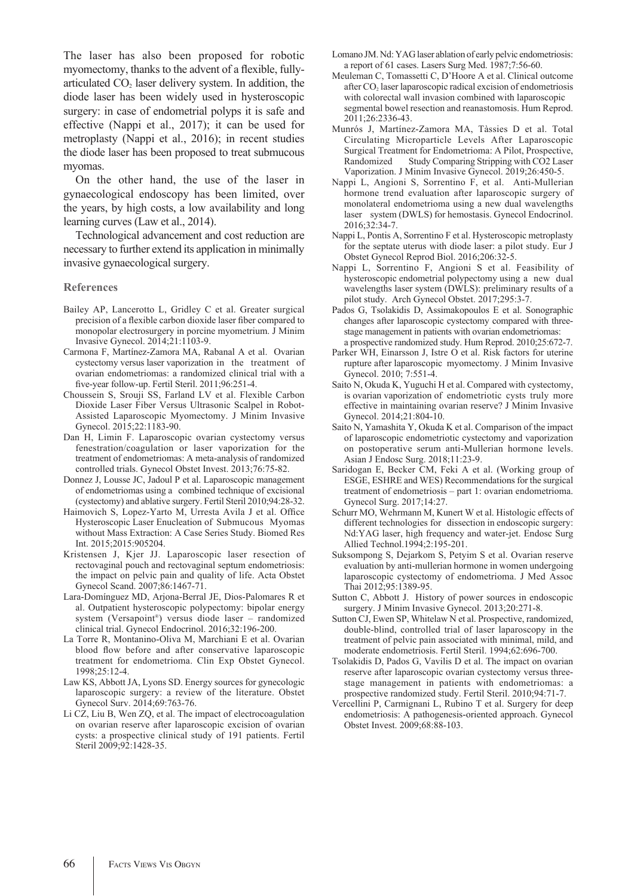The laser has also been proposed for robotic myomectomy, thanks to the advent of a flexible, fully-articulated $CO_2$ laser delivery system. In addition, the diode laser has been widely used in hysteroscopic surgery: in case of endometrial polyps it is safe and effective (Nappi et al., 2017); it can be used for metroplasty (Nappi et al., 2016); in recent studies the diode laser has been proposed to treat submucous myomas.

On the other hand, the use of the laser in gynaecological endoscopy has been limited, over the years, by high costs, a low availability and long learning curves (Law et al., 2014).

Technological advancement and cost reduction are necessary to further extend its application in minimally invasive gynaecological surgery.

## References

Bailey AP, Lancerotto L, Gridley C et al. Greater surgical precision of a flexible carbon dioxide laser fiber compared to monopolar electrosurgery in porcine myometrium. J Minim Invasive Gynecol. 2014;21:1103-9.

Carmona F, Martínez-Zamora MA, Rabanal A et al. Ovarian cystectomy versus laser vaporization in the treatment of ovarian endometriomas: a randomized clinical trial with a five-year follow-up. Fertil Steril. 2011;96:251-4.

Choussein S, Srouji SS, Farland LV et al. Flexible Carbon Dioxide Laser Fiber Versus Ultrasonic Scalpel in Robot-Assisted Laparoscopic Myomectomy. J Minim Invasive Gynecol. 2015;22:1183-90.

Dan H, Limin F. Laparoscopic ovarian cystectomy versus fenestration/coagulation or laser vaporization for the treatment of endometriomas: A meta-analysis of randomized controlled trials. Gynecol Obstet Invest. 2013;76:75-82.

Donnez J, Lousse JC, Jadoul P et al. Laparoscopic management of endometriomas using a combined technique of excisional (cystectomy) and ablative surgery. Fertil Steril 2010;94:28-32.

Haimovich S, Lopez-Yarto M, Urresta Avila J et al. Office Hysteroscopic Laser Enucleation of Submucous Myomas without Mass Extraction: A Case Series Study. Biomed Res Int. 2015;2015:905204.

Kristensen J, Kjer JJ. Laparoscopic laser resection of rectovaginal pouch and rectovaginal septum endometriosis: the impact on pelvic pain and quality of life. Acta Obstet Gynecol Scand. 2007;86:1467-71.

Lara-Domínguez MD, Arjona-Berral JE, Dios-Palomares R et al. Outpatient hysteroscopic polypectomy: bipolar energy system (Versapoint®) versus diode laser – randomized clinical trial. Gynecol Endocrinol. 2016;32:196-200.

La Torre R, Montanino-Oliva M, Marchiani E et al. Ovarian blood flow before and after conservative laparoscopic treatment for endometrioma. Clin Exp Obstet Gynecol. 1998;25:12-4.

Law KS, Abbott JA, Lyons SD. Energy sources for gynecologic laparoscopic surgery: a review of the literature. Obstet Gynecol Surv. 2014;69:763-76.

Li CZ, Liu B, Wen ZQ, et al. The impact of electrocoagulation on ovarian reserve after laparoscopic excision of ovarian cysts: a prospective clinical study of 191 patients. Fertil Steril 2009;92:1428-35.

Lomano JM. Nd: YAG laser ablation of early pelvic endometriosis: a report of 61 cases. Lasers Surg Med. 1987;7:56-60.

Meuleman C, Tomassetti C, D'Hoore A et al. Clinical outcome after $CO_2$ laser laparoscopic radical excision of endometriosis with colorectal wall invasion combined with laparoscopic segmental bowel resection and reanastomosis. Hum Reprod. 2011;26:2336-43.

Munrós J, Martínez-Zamora MA, Tàssies D et al. Total Circulating Microparticle Levels After Laparoscopic Surgical Treatment for Endometrioma: A Pilot, Prospective, Randomized Study Comparing Stripping with CO2 Laser Vaporization. J Minim Invasive Gynecol. 2019;26:450-5.

Nappi L, Angioni S, Sorrentino F, et al. Anti-Mullerian hormone trend evaluation after laparoscopic surgery of monolateral endometrioma using a new dual wavelengths laser system (DWLS) for hemostasis. Gynecol Endocrinol. 2016;32:34-7.

Nappi L, Pontis A, Sorrentino F et al. Hysteroscopic metroplasty for the septate uterus with diode laser: a pilot study. Eur J Obstet Gynecol Reprod Biol. 2016;206:32-5.

Nappi L, Sorrentino F, Angioni S et al. Feasibility of hysteroscopic endometrial polypectomy using a new dual wavelengths laser system (DWLS): preliminary results of a pilot study. Arch Gynecol Obstet. 2017;295:3-7.

Pados G, Tsolakidis D, Assimakopoulos E et al. Sonographic changes after laparoscopic cystectomy compared with three-stage management in patients with ovarian endometriomas: a prospective randomized study. Hum Reprod. 2010;25:672-7.

Parker WH, Einarsson J, Istre O et al. Risk factors for uterine rupture after laparoscopic myomectomy. J Minim Invasive Gynecol. 2010; 7:551-4.

Saito N, Okuda K, Yuguchi H et al. Compared with cystectomy, is ovarian vaporization of endometriotic cysts truly more effective in maintaining ovarian reserve? J Minim Invasive Gynecol. 2014;21:804-10.

Saito N, Yamashita Y, Okuda K et al. Comparison of the impact of laparoscopic endometriotic cystectomy and vaporization on postoperative serum anti-Mullerian hormone levels. Asian J Endosc Surg. 2018;11:23-9.

Saridogan E, Becker CM, Feki A et al. (Working group of ESGE, ESHRE and WES) Recommendations for the surgical treatment of endometriosis – part 1: ovarian endometrioma. Gynecol Surg. 2017;14:27.

Schurr MO, Wehrmann M, Kunert W et al. Histologic effects of different technologies for dissection in endoscopic surgery: Nd:YAG laser, high frequency and water-jet. Endosc Surg Allied Technol.1994;2:195-201.

Suksompong S, Dejarkom S, Petyim S et al. Ovarian reserve evaluation by anti-mullerian hormone in women undergoing laparoscopic cystectomy of endometrioma. J Med Assoc Thai 2012;95:1389-95.

Sutton C, Abbott J. History of power sources in endoscopic surgery. J Minim Invasive Gynecol. 2013;20:271-8.

Sutton CJ, Ewen SP, Whitelaw N et al. Prospective, randomized, double-blind, controlled trial of laser laparoscopy in the treatment of pelvic pain associated with minimal, mild, and moderate endometriosis. Fertil Steril. 1994;62:696-700.

Tsolakidis D, Pados G, Vavilis D et al. The impact on ovarian reserve after laparoscopic ovarian cystectomy versus three-stage management in patients with endometriomas: a prospective randomized study. Fertil Steril. 2010;94:71-7.

Vercellini P, Carmignani L, Rubino T et al. Surgery for deep endometriosis: A pathogenesis-oriented approach. Gynecol Obstet Invest. 2009;68:88-103.